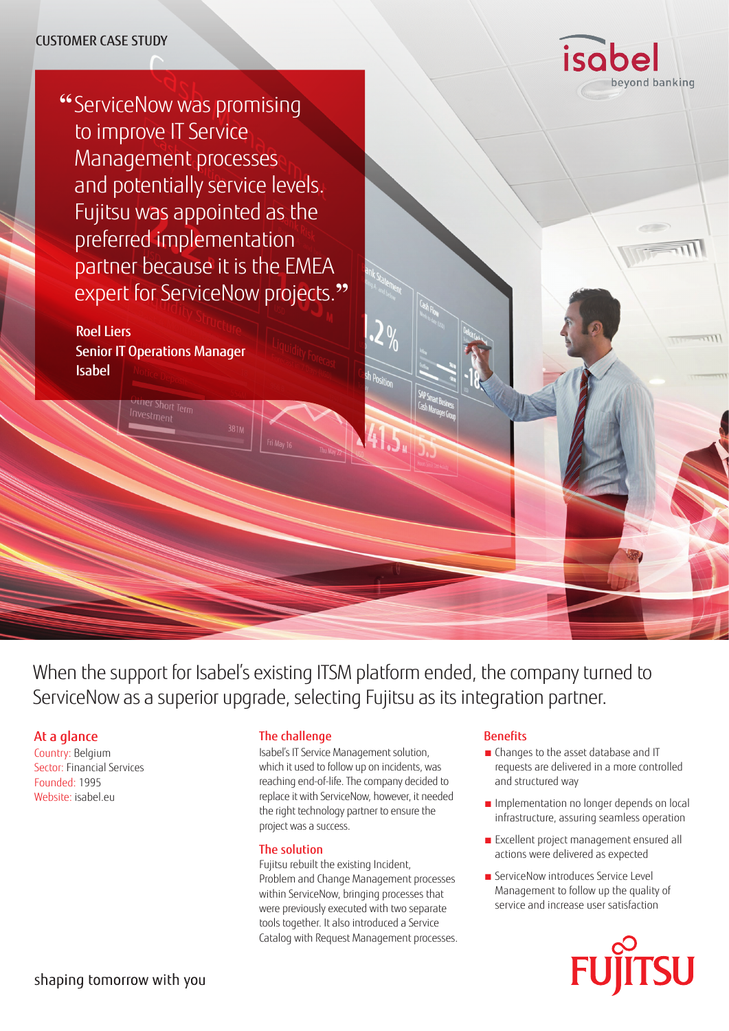CUSTOMER CASE STUDY

isabel
beyond banking

> "ServiceNow was promising to improve IT Service Management processes and potentially service levels. Fujitsu was appointed as the preferred implementation partner because it is the EMEA expert for ServiceNow projects."

**Roel Liers**
**Senior IT Operations Manager**
**Isabel**

When the support for Isabel's existing ITSM platform ended, the company turned to ServiceNow as a superior upgrade, selecting Fujitsu as its integration partner.

## At a glance

Country: Belgium
Sector: Financial Services
Founded: 1995
Website: isabel.eu

## The challenge

Isabel's IT Service Management solution, which it used to follow up on incidents, was reaching end-of-life. The company decided to replace it with ServiceNow, however, it needed the right technology partner to ensure the project was a success.

## The solution

Fujitsu rebuilt the existing Incident, Problem and Change Management processes within ServiceNow, bringing processes that were previously executed with two separate tools together. It also introduced a Service Catalog with Request Management processes.

## Benefits

- Changes to the asset database and IT requests are delivered in a more controlled and structured way
- Implementation no longer depends on local infrastructure, assuring seamless operation
- Excellent project management ensured all actions were delivered as expected
- ServiceNow introduces Service Level Management to follow up the quality of service and increase user satisfaction

shaping tomorrow with you

FUJITSU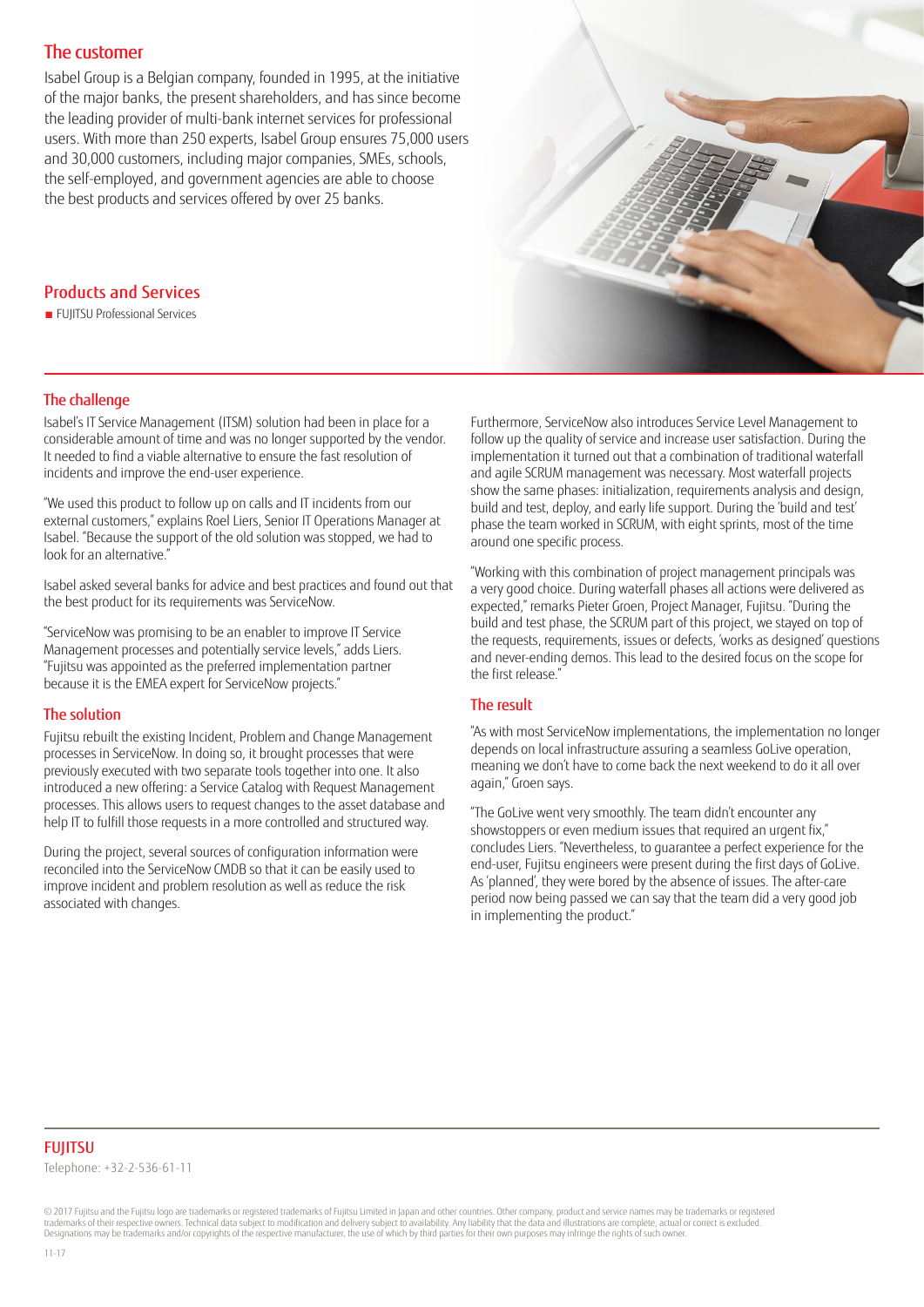## The customer

Isabel Group is a Belgian company, founded in 1995, at the initiative of the major banks, the present shareholders, and has since become the leading provider of multi-bank internet services for professional users. With more than 250 experts, Isabel Group ensures 75,000 users and 30,000 customers, including major companies, SMEs, schools, the self-employed, and government agencies are able to choose the best products and services offered by over 25 banks.

## Products and Services

- FUJITSU Professional Services

## The challenge

Isabel's IT Service Management (ITSM) solution had been in place for a considerable amount of time and was no longer supported by the vendor. It needed to find a viable alternative to ensure the fast resolution of incidents and improve the end-user experience.

"We used this product to follow up on calls and IT incidents from our external customers," explains Roel Liers, Senior IT Operations Manager at Isabel. "Because the support of the old solution was stopped, we had to look for an alternative."

Isabel asked several banks for advice and best practices and found out that the best product for its requirements was ServiceNow.

"ServiceNow was promising to be an enabler to improve IT Service Management processes and potentially service levels," adds Liers. "Fujitsu was appointed as the preferred implementation partner because it is the EMEA expert for ServiceNow projects."

## The solution

Fujitsu rebuilt the existing Incident, Problem and Change Management processes in ServiceNow. In doing so, it brought processes that were previously executed with two separate tools together into one. It also introduced a new offering: a Service Catalog with Request Management processes. This allows users to request changes to the asset database and help IT to fulfill those requests in a more controlled and structured way.

During the project, several sources of configuration information were reconciled into the ServiceNow CMDB so that it can be easily used to improve incident and problem resolution as well as reduce the risk associated with changes.

Furthermore, ServiceNow also introduces Service Level Management to follow up the quality of service and increase user satisfaction. During the implementation it turned out that a combination of traditional waterfall and agile SCRUM management was necessary. Most waterfall projects show the same phases: initialization, requirements analysis and design, build and test, deploy, and early life support. During the 'build and test' phase the team worked in SCRUM, with eight sprints, most of the time around one specific process.

"Working with this combination of project management principals was a very good choice. During waterfall phases all actions were delivered as expected," remarks Pieter Groen, Project Manager, Fujitsu. "During the build and test phase, the SCRUM part of this project, we stayed on top of the requests, requirements, issues or defects, 'works as designed' questions and never-ending demos. This lead to the desired focus on the scope for the first release."

## The result

"As with most ServiceNow implementations, the implementation no longer depends on local infrastructure assuring a seamless GoLive operation, meaning we don't have to come back the next weekend to do it all over again," Groen says.

"The GoLive went very smoothly. The team didn't encounter any showstoppers or even medium issues that required an urgent fix," concludes Liers. "Nevertheless, to guarantee a perfect experience for the end-user, Fujitsu engineers were present during the first days of GoLive. As 'planned', they were bored by the absence of issues. The after-care period now being passed we can say that the team did a very good job in implementing the product."

**FUJITSU**

Telephone: +32-2-536-61-11

© 2017 Fujitsu and the Fujitsu logo are trademarks or registered trademarks of Fujitsu Limited in Japan and other countries. Other company, product and service names may be trademarks or registered trademarks of their respective owners. Technical data subject to modification and delivery subject to availability. Any liability that the data and illustrations are complete, actual or correct is excluded. Designations may be trademarks and/or copyrights of the respective manufacturer, the use of which by third parties for their own purposes may infringe the rights of such owner.

11-17